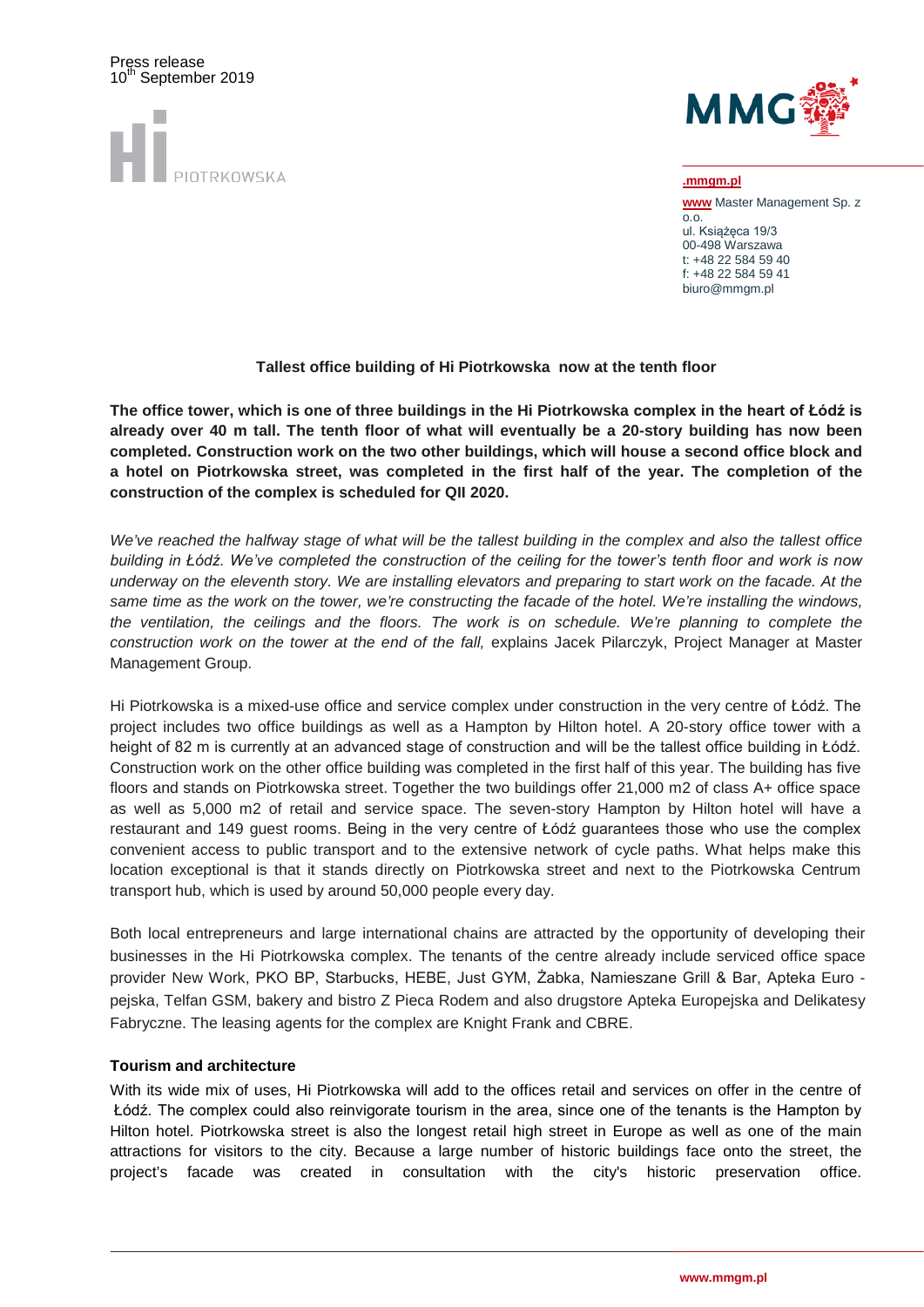Press release
10th September 2019

Hi PIOTRKOWSKA

.mmgm.pl
www Master Management Sp. z o.o.
ul. Książęca 19/3
00-498 Warszawa
t: +48 22 584 59 40
f: +48 22 584 59 41
biuro@mmgm.pl

**Tallest office building of Hi Piotrkowska now at the tenth floor**

**The office tower, which is one of three buildings in the Hi Piotrkowska complex in the heart of Łódź is already over 40 m tall. The tenth floor of what will eventually be a 20-story building has now been completed. Construction work on the two other buildings, which will house a second office block and a hotel on Piotrkowska street, was completed in the first half of the year. The completion of the construction of the complex is scheduled for QII 2020.**

*We've reached the halfway stage of what will be the tallest building in the complex and also the tallest office building in Łódź. We've completed the construction of the ceiling for the tower's tenth floor and work is now underway on the eleventh story. We are installing elevators and preparing to start work on the facade. At the same time as the work on the tower, we're constructing the facade of the hotel. We're installing the windows, the ventilation, the ceilings and the floors. The work is on schedule. We're planning to complete the construction work on the tower at the end of the fall,* explains Jacek Pilarczyk, Project Manager at Master Management Group.

Hi Piotrkowska is a mixed-use office and service complex under construction in the very centre of Łódź. The project includes two office buildings as well as a Hampton by Hilton hotel. A 20-story office tower with a height of 82 m is currently at an advanced stage of construction and will be the tallest office building in Łódź. Construction work on the other office building was completed in the first half of this year. The building has five floors and stands on Piotrkowska street. Together the two buildings offer 21,000 m2 of class A+ office space as well as 5,000 m2 of retail and service space. The seven-story Hampton by Hilton hotel will have a restaurant and 149 guest rooms. Being in the very centre of Łódź guarantees those who use the complex convenient access to public transport and to the extensive network of cycle paths. What helps make this location exceptional is that it stands directly on Piotrkowska street and next to the Piotrkowska Centrum transport hub, which is used by around 50,000 people every day.

Both local entrepreneurs and large international chains are attracted by the opportunity of developing their businesses in the Hi Piotrkowska complex. The tenants of the centre already include serviced office space provider New Work, PKO BP, Starbucks, HEBE, Just GYM, Żabka, Namieszane Grill & Bar, Apteka Euro - pejska, Telfan GSM, bakery and bistro Z Pieca Rodem and also drugstore Apteka Europejska and Delikatesy Fabryczne. The leasing agents for the complex are Knight Frank and CBRE.

**Tourism and architecture**

With its wide mix of uses, Hi Piotrkowska will add to the offices retail and services on offer in the centre of Łódź. The complex could also reinvigorate tourism in the area, since one of the tenants is the Hampton by Hilton hotel. Piotrkowska street is also the longest retail high street in Europe as well as one of the main attractions for visitors to the city. Because a large number of historic buildings face onto the street, the project's facade was created in consultation with the city's historic preservation office.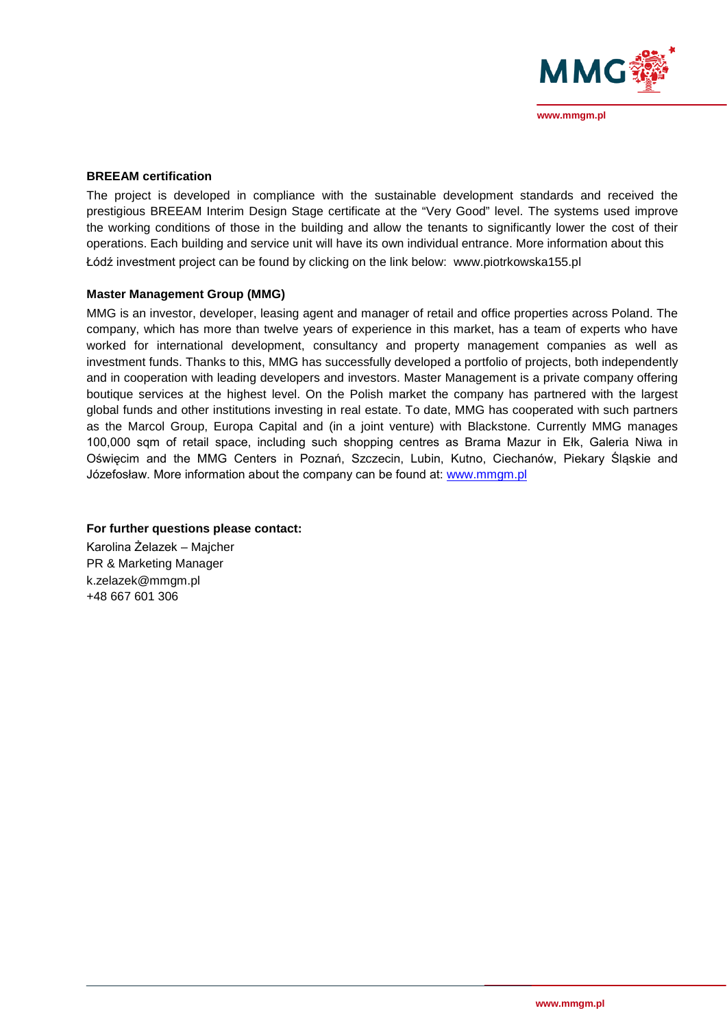**BREEAM certification**

The project is developed in compliance with the sustainable development standards and received the prestigious BREEAM Interim Design Stage certificate at the "Very Good" level. The systems used improve the working conditions of those in the building and allow the tenants to significantly lower the cost of their operations. Each building and service unit will have its own individual entrance. More information about this Łódź investment project can be found by clicking on the link below: www.piotrkowska155.pl

**Master Management Group (MMG)**

MMG is an investor, developer, leasing agent and manager of retail and office properties across Poland. The company, which has more than twelve years of experience in this market, has a team of experts who have worked for international development, consultancy and property management companies as well as investment funds. Thanks to this, MMG has successfully developed a portfolio of projects, both independently and in cooperation with leading developers and investors. Master Management is a private company offering boutique services at the highest level. On the Polish market the company has partnered with the largest global funds and other institutions investing in real estate. To date, MMG has cooperated with such partners as the Marcol Group, Europa Capital and (in a joint venture) with Blackstone. Currently MMG manages 100,000 sqm of retail space, including such shopping centres as Brama Mazur in Ełk, Galeria Niwa in Oświęcim and the MMG Centers in Poznań, Szczecin, Lubin, Kutno, Ciechanów, Piekary Śląskie and Józefosław. More information about the company can be found at: www.mmgm.pl

**For further questions please contact:**

Karolina Żelazek – Majcher
PR & Marketing Manager
k.zelazek@mmgm.pl
+48 667 601 306